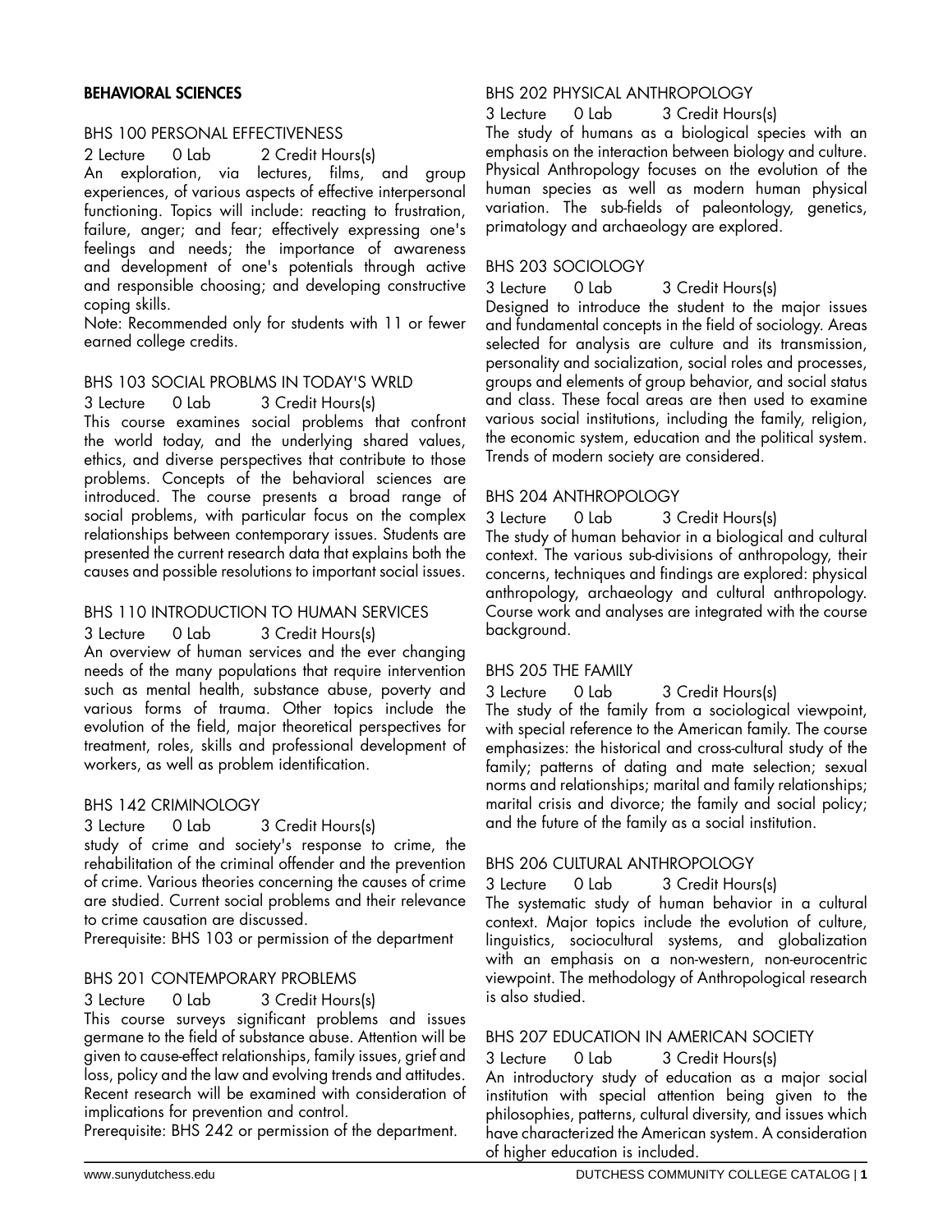## BEHAVIORAL SCIENCES

### BHS 100 PERSONAL EFFECTIVENESS

2 Lecture 0 Lab 2 Credit Hours(s)

An exploration, via lectures, films, and group experiences, of various aspects of effective interpersonal functioning. Topics will include: reacting to frustration, failure, anger; and fear; effectively expressing one's feelings and needs; the importance of awareness and development of one's potentials through active and responsible choosing; and developing constructive coping skills.

Note: Recommended only for students with 11 or fewer earned college credits.

### BHS 103 SOCIAL PROBLMS IN TODAY'S WRLD

3 Lecture 0 Lab 3 Credit Hours(s)

This course examines social problems that confront the world today, and the underlying shared values, ethics, and diverse perspectives that contribute to those problems. Concepts of the behavioral sciences are introduced. The course presents a broad range of social problems, with particular focus on the complex relationships between contemporary issues. Students are presented the current research data that explains both the causes and possible resolutions to important social issues.

### BHS 110 INTRODUCTION TO HUMAN SERVICES

3 Lecture 0 Lab 3 Credit Hours(s)

An overview of human services and the ever changing needs of the many populations that require intervention such as mental health, substance abuse, poverty and various forms of trauma. Other topics include the evolution of the field, major theoretical perspectives for treatment, roles, skills and professional development of workers, as well as problem identification.

### BHS 142 CRIMINOLOGY

3 Lecture 0 Lab 3 Credit Hours(s)

study of crime and society's response to crime, the rehabilitation of the criminal offender and the prevention of crime. Various theories concerning the causes of crime are studied. Current social problems and their relevance to crime causation are discussed.

Prerequisite: BHS 103 or permission of the department

### BHS 201 CONTEMPORARY PROBLEMS

3 Lecture 0 Lab 3 Credit Hours(s)

This course surveys significant problems and issues germane to the field of substance abuse. Attention will be given to cause-effect relationships, family issues, grief and loss, policy and the law and evolving trends and attitudes. Recent research will be examined with consideration of implications for prevention and control.

Prerequisite: BHS 242 or permission of the department.

### BHS 202 PHYSICAL ANTHROPOLOGY

3 Lecture 0 Lab 3 Credit Hours(s)

The study of humans as a biological species with an emphasis on the interaction between biology and culture. Physical Anthropology focuses on the evolution of the human species as well as modern human physical variation. The sub-fields of paleontology, genetics, primatology and archaeology are explored.

### BHS 203 SOCIOLOGY

3 Lecture 0 Lab 3 Credit Hours(s)

Designed to introduce the student to the major issues and fundamental concepts in the field of sociology. Areas selected for analysis are culture and its transmission, personality and socialization, social roles and processes, groups and elements of group behavior, and social status and class. These focal areas are then used to examine various social institutions, including the family, religion, the economic system, education and the political system. Trends of modern society are considered.

### BHS 204 ANTHROPOLOGY

3 Lecture 0 Lab 3 Credit Hours(s)

The study of human behavior in a biological and cultural context. The various sub-divisions of anthropology, their concerns, techniques and findings are explored: physical anthropology, archaeology and cultural anthropology. Course work and analyses are integrated with the course background.

### BHS 205 THE FAMILY

3 Lecture 0 Lab 3 Credit Hours(s)

The study of the family from a sociological viewpoint, with special reference to the American family. The course emphasizes: the historical and cross-cultural study of the family; patterns of dating and mate selection; sexual norms and relationships; marital and family relationships; marital crisis and divorce; the family and social policy; and the future of the family as a social institution.

### BHS 206 CULTURAL ANTHROPOLOGY

3 Lecture 0 Lab 3 Credit Hours(s)

The systematic study of human behavior in a cultural context. Major topics include the evolution of culture, linguistics, sociocultural systems, and globalization with an emphasis on a non-western, non-eurocentric viewpoint. The methodology of Anthropological research is also studied.

### BHS 207 EDUCATION IN AMERICAN SOCIETY

3 Lecture 0 Lab 3 Credit Hours(s)

An introductory study of education as a major social institution with special attention being given to the philosophies, patterns, cultural diversity, and issues which have characterized the American system. A consideration of higher education is included.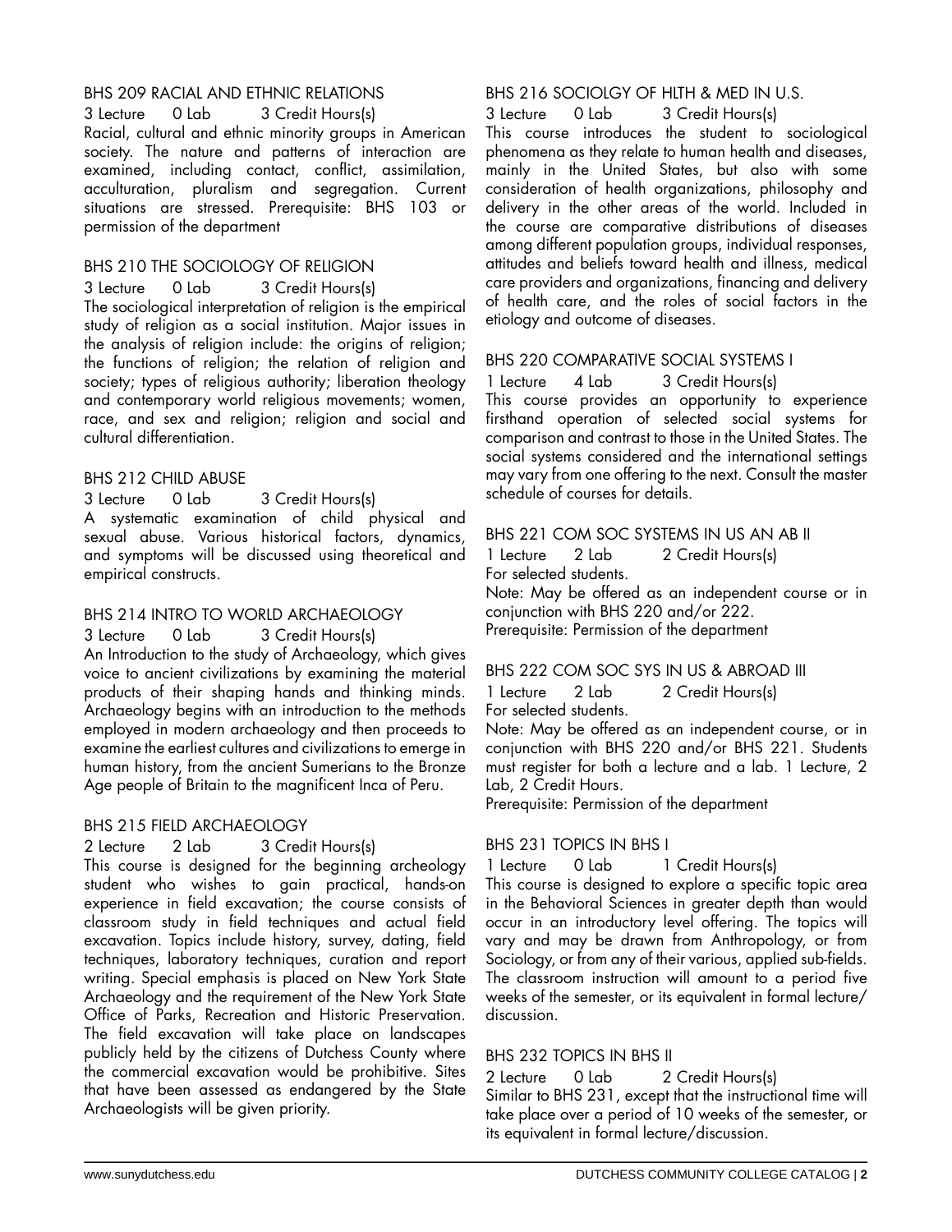### BHS 209 RACIAL AND ETHNIC RELATIONS

3 Lecture 0 Lab 3 Credit Hours(s)

Racial, cultural and ethnic minority groups in American society. The nature and patterns of interaction are examined, including contact, conflict, assimilation, acculturation, pluralism and segregation. Current situations are stressed. Prerequisite: BHS 103 or permission of the department

### BHS 210 THE SOCIOLOGY OF RELIGION

3 Lecture 0 Lab 3 Credit Hours(s)

The sociological interpretation of religion is the empirical study of religion as a social institution. Major issues in the analysis of religion include: the origins of religion; the functions of religion; the relation of religion and society; types of religious authority; liberation theology and contemporary world religious movements; women, race, and sex and religion; religion and social and cultural differentiation.

### BHS 212 CHILD ABUSE

3 Lecture 0 Lab 3 Credit Hours(s)

A systematic examination of child physical and sexual abuse. Various historical factors, dynamics, and symptoms will be discussed using theoretical and empirical constructs.

### BHS 214 INTRO TO WORLD ARCHAEOLOGY

3 Lecture 0 Lab 3 Credit Hours(s)

An Introduction to the study of Archaeology, which gives voice to ancient civilizations by examining the material products of their shaping hands and thinking minds. Archaeology begins with an introduction to the methods employed in modern archaeology and then proceeds to examine the earliest cultures and civilizations to emerge in human history, from the ancient Sumerians to the Bronze Age people of Britain to the magnificent Inca of Peru.

### BHS 215 FIELD ARCHAEOLOGY

2 Lecture 2 Lab 3 Credit Hours(s)

This course is designed for the beginning archeology student who wishes to gain practical, hands-on experience in field excavation; the course consists of classroom study in field techniques and actual field excavation. Topics include history, survey, dating, field techniques, laboratory techniques, curation and report writing. Special emphasis is placed on New York State Archaeology and the requirement of the New York State Office of Parks, Recreation and Historic Preservation. The field excavation will take place on landscapes publicly held by the citizens of Dutchess County where the commercial excavation would be prohibitive. Sites that have been assessed as endangered by the State Archaeologists will be given priority.

### BHS 216 SOCIOLGY OF HLTH & MED IN U.S.

3 Lecture 0 Lab 3 Credit Hours(s)

This course introduces the student to sociological phenomena as they relate to human health and diseases, mainly in the United States, but also with some consideration of health organizations, philosophy and delivery in the other areas of the world. Included in the course are comparative distributions of diseases among different population groups, individual responses, attitudes and beliefs toward health and illness, medical care providers and organizations, financing and delivery of health care, and the roles of social factors in the etiology and outcome of diseases.

### BHS 220 COMPARATIVE SOCIAL SYSTEMS I

1 Lecture 4 Lab 3 Credit Hours(s)

This course provides an opportunity to experience firsthand operation of selected social systems for comparison and contrast to those in the United States. The social systems considered and the international settings may vary from one offering to the next. Consult the master schedule of courses for details.

### BHS 221 COM SOC SYSTEMS IN US AN AB II

1 Lecture 2 Lab 2 Credit Hours(s)

For selected students.

Note: May be offered as an independent course or in conjunction with BHS 220 and/or 222.

Prerequisite: Permission of the department

### BHS 222 COM SOC SYS IN US & ABROAD III

1 Lecture 2 Lab 2 Credit Hours(s)

For selected students.

Note: May be offered as an independent course, or in conjunction with BHS 220 and/or BHS 221. Students must register for both a lecture and a lab. 1 Lecture, 2 Lab, 2 Credit Hours.

Prerequisite: Permission of the department

### BHS 231 TOPICS IN BHS I

1 Lecture 0 Lab 1 Credit Hours(s)

This course is designed to explore a specific topic area in the Behavioral Sciences in greater depth than would occur in an introductory level offering. The topics will vary and may be drawn from Anthropology, or from Sociology, or from any of their various, applied sub-fields. The classroom instruction will amount to a period five weeks of the semester, or its equivalent in formal lecture/discussion.

### BHS 232 TOPICS IN BHS II

2 Lecture 0 Lab 2 Credit Hours(s)

Similar to BHS 231, except that the instructional time will take place over a period of 10 weeks of the semester, or its equivalent in formal lecture/discussion.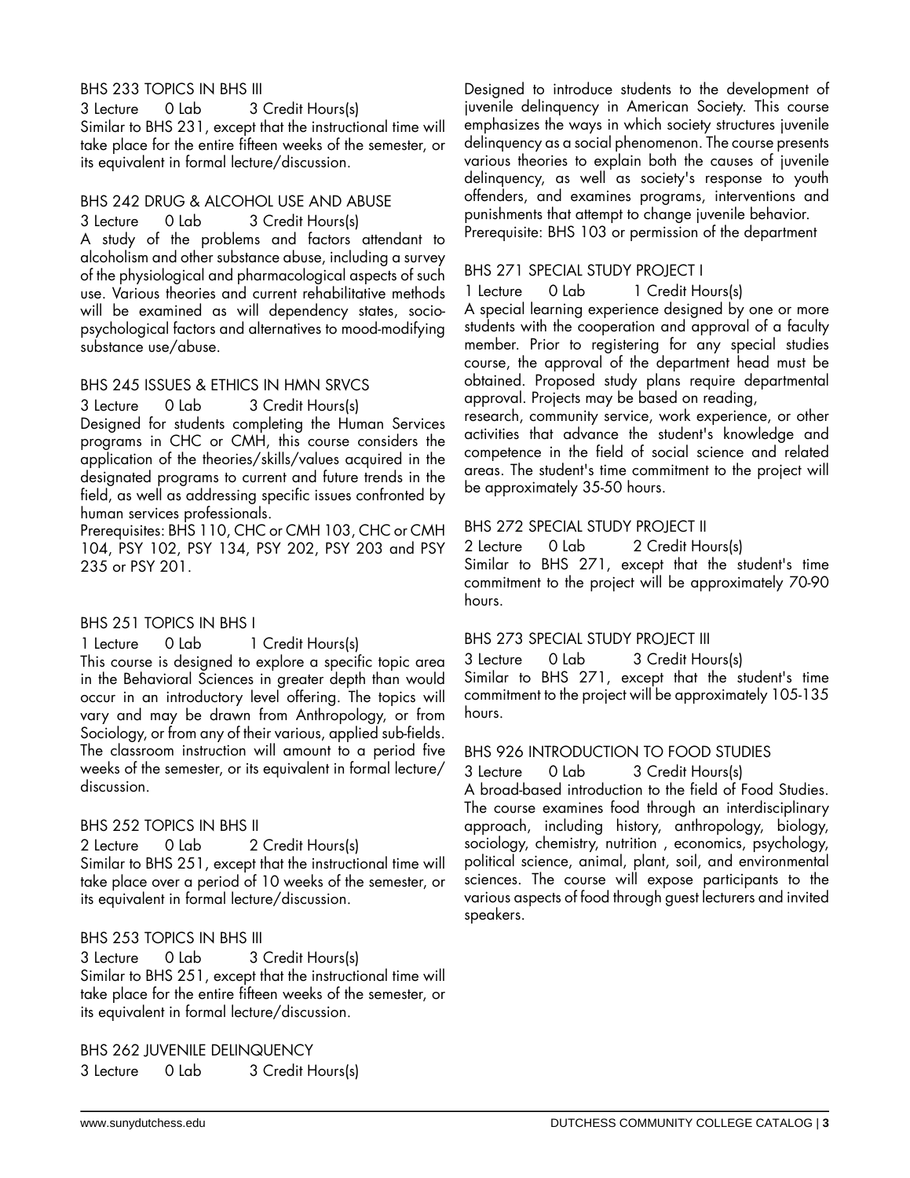### BHS 233 TOPICS IN BHS III

3 Lecture 0 Lab 3 Credit Hours(s)

Similar to BHS 231, except that the instructional time will take place for the entire fifteen weeks of the semester, or its equivalent in formal lecture/discussion.

### BHS 242 DRUG & ALCOHOL USE AND ABUSE

3 Lecture 0 Lab 3 Credit Hours(s)

A study of the problems and factors attendant to alcoholism and other substance abuse, including a survey of the physiological and pharmacological aspects of such use. Various theories and current rehabilitative methods will be examined as will dependency states, socio-psychological factors and alternatives to mood-modifying substance use/abuse.

### BHS 245 ISSUES & ETHICS IN HMN SRVCS

3 Lecture 0 Lab 3 Credit Hours(s)

Designed for students completing the Human Services programs in CHC or CMH, this course considers the application of the theories/skills/values acquired in the designated programs to current and future trends in the field, as well as addressing specific issues confronted by human services professionals.

Prerequisites: BHS 110, CHC or CMH 103, CHC or CMH 104, PSY 102, PSY 134, PSY 202, PSY 203 and PSY 235 or PSY 201.

### BHS 251 TOPICS IN BHS I

1 Lecture 0 Lab 1 Credit Hours(s)

This course is designed to explore a specific topic area in the Behavioral Sciences in greater depth than would occur in an introductory level offering. The topics will vary and may be drawn from Anthropology, or from Sociology, or from any of their various, applied sub-fields. The classroom instruction will amount to a period five weeks of the semester, or its equivalent in formal lecture/ discussion.

### BHS 252 TOPICS IN BHS II

2 Lecture 0 Lab 2 Credit Hours(s)

Similar to BHS 251, except that the instructional time will take place over a period of 10 weeks of the semester, or its equivalent in formal lecture/discussion.

### BHS 253 TOPICS IN BHS III

3 Lecture 0 Lab 3 Credit Hours(s)

Similar to BHS 251, except that the instructional time will take place for the entire fifteen weeks of the semester, or its equivalent in formal lecture/discussion.

### BHS 262 JUVENILE DELINQUENCY

3 Lecture 0 Lab 3 Credit Hours(s)

Designed to introduce students to the development of juvenile delinquency in American Society. This course emphasizes the ways in which society structures juvenile delinquency as a social phenomenon. The course presents various theories to explain both the causes of juvenile delinquency, as well as society's response to youth offenders, and examines programs, interventions and punishments that attempt to change juvenile behavior.

Prerequisite: BHS 103 or permission of the department

### BHS 271 SPECIAL STUDY PROJECT I

1 Lecture 0 Lab 1 Credit Hours(s)

A special learning experience designed by one or more students with the cooperation and approval of a faculty member. Prior to registering for any special studies course, the approval of the department head must be obtained. Proposed study plans require departmental approval. Projects may be based on reading, research, community service, work experience, or other activities that advance the student's knowledge and competence in the field of social science and related areas. The student's time commitment to the project will be approximately 35-50 hours.

### BHS 272 SPECIAL STUDY PROJECT II

2 Lecture 0 Lab 2 Credit Hours(s)

Similar to BHS 271, except that the student's time commitment to the project will be approximately 70-90 hours.

### BHS 273 SPECIAL STUDY PROJECT III

3 Lecture 0 Lab 3 Credit Hours(s)

Similar to BHS 271, except that the student's time commitment to the project will be approximately 105-135 hours.

### BHS 926 INTRODUCTION TO FOOD STUDIES

3 Lecture 0 Lab 3 Credit Hours(s)

A broad-based introduction to the field of Food Studies. The course examines food through an interdisciplinary approach, including history, anthropology, biology, sociology, chemistry, nutrition , economics, psychology, political science, animal, plant, soil, and environmental sciences. The course will expose participants to the various aspects of food through guest lecturers and invited speakers.